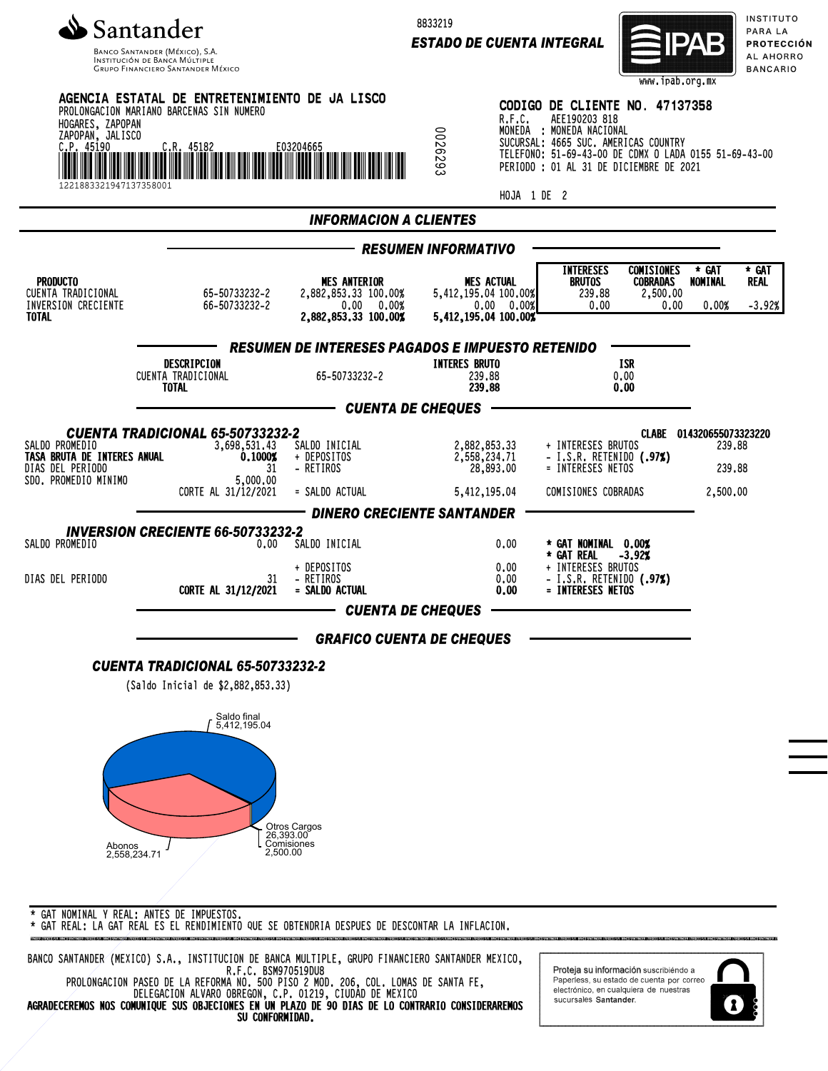**Santander**

Banco Santander (México), S.A.
Institución de Banca Múltiple
Grupo Financiero Santander México

8833219

**ESTADO DE CUENTA INTEGRAL**

IPAB — Instituto para la Protección al Ahorro Bancario — www.ipab.org.mx

**AGENCIA ESTATAL DE ENTRETENIMIENTO DE JA LISCO**
PROLONGACION MARIANO BARCENAS SIN NUMERO
HOGARES, ZAPOPAN
ZAPOPAN, JALISCO
C.P. 45190 C.R. 45182 E03204665
1221883321947137358001

0026293

**CODIGO DE CLIENTE NO. 47137358**
R.F.C. AEE190203 818
MONEDA : MONEDA NACIONAL
SUCURSAL: 4665 SUC. AMERICAS COUNTRY
TELEFONO: 51-69-43-00 DE CDMX O LADA 0155 51-69-43-00
PERIODO : 01 AL 31 DE DICIEMBRE DE 2021

HOJA 1 DE 2

## INFORMACION A CLIENTES

### RESUMEN INFORMATIVO

| PRODUCTO | | MES ANTERIOR | MES ACTUAL | INTERESES BRUTOS | COMISIONES COBRADAS | * GAT NOMINAL | * GAT REAL |
|---|---|---|---|---|---|---|---|
| CUENTA TRADICIONAL | 65-50733232-2 | 2,882,853.33 100.00% | 5,412,195.04 100.00% | 239.88 | 2,500.00 | | |
| INVERSION CRECIENTE | 66-50733232-2 | 0.00 0.00% | 0.00 0.00% | 0.00 | 0.00 | 0.00% | -3.92% |
| **TOTAL** | | **2,882,853.33 100.00%** | **5,412,195.04 100.00%** | | | | |

### RESUMEN DE INTERESES PAGADOS E IMPUESTO RETENIDO

| DESCRIPCION | | INTERES BRUTO | ISR |
|---|---|---|---|
| CUENTA TRADICIONAL | 65-50733232-2 | 239.88 | 0.00 |
| **TOTAL** | | **239.88** | **0.00** |

### CUENTA DE CHEQUES

**CUENTA TRADICIONAL 65-50733232-2** — CLABE 014320655073323220

| | | | | | |
|---|---|---|---|---|---|
| SALDO PROMEDIO | 3,698,531.43 | SALDO INICIAL | 2,882,853.33 | + INTERESES BRUTOS | 239.88 |
| **TASA BRUTA DE INTERES ANUAL** | **0.1000%** | + DEPOSITOS | 2,558,234.71 | - I.S.R. RETENIDO **(.97%)** | |
| DIAS DEL PERIODO | 31 | - RETIROS | 28,893.00 | = INTERESES NETOS | 239.88 |
| SDO. PROMEDIO MINIMO | 5,000.00 | | | | |
| | CORTE AL 31/12/2021 | = SALDO ACTUAL | 5,412,195.04 | COMISIONES COBRADAS | 2,500.00 |

### DINERO CRECIENTE SANTANDER

**INVERSION CRECIENTE 66-50733232-2**

| | | | | |
|---|---|---|---|---|
| SALDO PROMEDIO | 0.00 | SALDO INICIAL | 0.00 | **\* GAT NOMINAL 0.00%** |
| | | | | **\* GAT REAL -3.92%** |
| | | + DEPOSITOS | 0.00 | + INTERESES BRUTOS |
| DIAS DEL PERIODO | 31 | - RETIROS | 0.00 | - I.S.R. RETENIDO **(.97%)** |
| | **CORTE AL 31/12/2021** | **= SALDO ACTUAL** | **0.00** | **= INTERESES NETOS** |

### CUENTA DE CHEQUES

### GRAFICO CUENTA DE CHEQUES

**CUENTA TRADICIONAL 65-50733232-2**

(Saldo Inicial de $2,882,853.33)

Saldo final 5,412,195.04
Otros Cargos 26,393.00
Comisiones 2,500.00
Abonos 2,558,234.71

\* GAT NOMINAL Y REAL: ANTES DE IMPUESTOS.
\* GAT REAL: LA GAT REAL ES EL RENDIMIENTO QUE SE OBTENDRIA DESPUES DE DESCONTAR LA INFLACION.

BANCO SANTANDER (MEXICO) S.A., INSTITUCION DE BANCA MULTIPLE, GRUPO FINANCIERO SANTANDER MEXICO,
R.F.C. BSM970519DU8
PROLONGACION PASEO DE LA REFORMA NO. 500 PISO 2 MOD. 206, COL. LOMAS DE SANTA FE,
DELEGACION ALVARO OBREGON, C.P. 01219, CIUDAD DE MEXICO
**AGRADECEREMOS NOS COMUNIQUE SUS OBJECIONES EN UN PLAZO DE 90 DIAS DE LO CONTRARIO CONSIDERAREMOS SU CONFORMIDAD.**

Proteja su información suscribiéndo a Paperless, su estado de cuenta por correo electrónico, en cualquiera de nuestras sucursales **Santander**.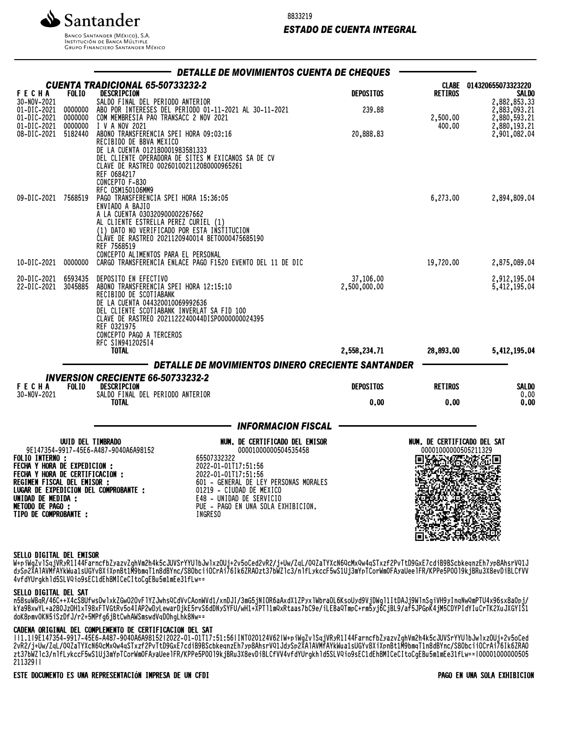Santander

Banco Santander (México), S.A.
Institución de Banca Múltiple
Grupo Financiero Santander México

8833219

***ESTADO DE CUENTA INTEGRAL***

## DETALLE DE MOVIMIENTOS CUENTA DE CHEQUES

### CUENTA TRADICIONAL 65-50733232-2

CLABE 014320655073323220

| FECHA | FOLIO | DESCRIPCION | DEPOSITOS | RETIROS | SALDO |
|---|---|---|---|---|---|
| 30-NOV-2021 | | SALDO FINAL DEL PERIODO ANTERIOR | | | 2,882,853.33 |
| 01-DIC-2021 | 0000000 | ABO POR INTERESES DEL PERIODO 01-11-2021 AL 30-11-2021 | 239.88 | | 2,883,093.21 |
| 01-DIC-2021 | 0000000 | COM MEMBRESIA PAQ TRANSACC 2 NOV 2021 | | 2,500.00 | 2,880,593.21 |
| 01-DIC-2021 | 0000000 | I V A NOV 2021 | | 400.00 | 2,880,193.21 |
| 08-DIC-2021 | 5182440 | ABONO TRANSFERENCIA SPEI HORA 09:03:16<br>RECIBIDO DE BBVA MEXICO<br>DE LA CUENTA 012180001983581333<br>DEL CLIENTE OPERADORA DE SITES M EXICANOS SA DE CV<br>CLAVE DE RASTREO 002601002112080000965261<br>REF 0684217<br>CONCEPTO F-830<br>RFC OSM150106MM9 | 20,888.83 | | 2,901,082.04 |
| 09-DIC-2021 | 7568519 | PAGO TRANSFERENCIA SPEI HORA 15:36:05<br>ENVIADO A BAJIO<br>A LA CUENTA 030320900002267662<br>AL CLIENTE ESTRELLA PEREZ CURIEL (1)<br>(1) DATO NO VERIFICADO POR ESTA INSTITUCION<br>CLAVE DE RASTREO 2021120940014 BET0000475685190<br>REF 7568519<br>CONCEPTO ALIMENTOS PARA EL PERSONAL | | 6,273.00 | 2,894,809.04 |
| 10-DIC-2021 | 0000000 | CARGO TRANSFERENCIA ENLACE PAGO F1520 EVENTO DEL 11 DE DIC | | 19,720.00 | 2,875,089.04 |
| 20-DIC-2021 | 6593435 | DEPOSITO EN EFECTIVO | 37,106.00 | | 2,912,195.04 |
| 22-DIC-2021 | 3045885 | ABONO TRANSFERENCIA SPEI HORA 12:15:10<br>RECIBIDO DE SCOTIABANK<br>DE LA CUENTA 044320010069992636<br>DEL CLIENTE SCOTIABANK INVERLAT SA FID 100<br>CLAVE DE RASTREO 2021122240044DISP0000000024395<br>REF 0321975<br>CONCEPTO PAGO A TERCEROS<br>RFC SIN9412025I4 | 2,500,000.00 | | 5,412,195.04 |
| | | **TOTAL** | **2,558,234.71** | **28,893.00** | **5,412,195.04** |

## DETALLE DE MOVIMIENTOS DINERO CRECIENTE SANTANDER

### INVERSION CRECIENTE 66-50733232-2

| FECHA | FOLIO | DESCRIPCION | DEPOSITOS | RETIROS | SALDO |
|---|---|---|---|---|---|
| 30-NOV-2021 | | SALDO FINAL DEL PERIODO ANTERIOR | | | 0.00 |
| | | **TOTAL** | **0.00** | **0.00** | **0.00** |

## INFORMACION FISCAL

| UUID DEL TIMBRADO | NUM. DE CERTIFICADO DEL EMISOR | NUM. DE CERTIFICADO DEL SAT |
|---|---|---|
| 9E147354-9917-45E6-A487-9040A6A98152 | 00001000000504535458 | 00001000000505211329 |

**FOLIO INTERNO :** 65507332322
**FECHA Y HORA DE EXPEDICION :** 2022-01-01T17:51:56
**FECHA Y HORA DE CERTIFICACION :** 2022-01-01T17:51:56
**REGIMEN FISCAL DEL EMISOR :** 601 - GENERAL DE LEY PERSONAS MORALES
**LUGAR DE EXPEDICION DEL COMPROBANTE :** 01219 - CIUDAD DE MEXICO
**UNIDAD DE MEDIDA :** E48 - UNIDAD DE SERVICIO
**METODO DE PAGO :** PUE - PAGO EN UNA SOLA EXHIBICION.
**TIPO DE COMPROBANTE :** INGRESO

**SELLO DIGITAL DEL EMISOR**

W+piWgZvlSqjVRyR1I44FarncfbZyazvZghVm2h4k5cJUVSrYYUlbJwlxzOUj+2v5oCed2vR2/j+Uw/ZqL/OQZaTYXcN6QcMxQw4qSTxzf2PvTtD9GxE7cdiB9BScbkeqnzEh7yp8AhsrVQ1JdySp2XAlAVMfAYkWua1sUGYv8XiXpnBt1M9bmqT1n8dBYnc/S8ObciiOCrAi76Ik6ZRAOzt37bWZlc3/nlfLykccF5wS1Uj3mYpTCorWmOFAyaUeelFR/KPPe5POOl9kjBRu3X8evDiBLCfVV4vfdYUrgkhld5SLVQio9sEC1dEh8MICeCItoCgEBu5m1mEe31fLw==

**SELLO DIGITAL DEL SAT**

n58suWBqR/46C++X4cS8UfwsOwlxkZGwO2OvFlYZJwhsQCdVvCAonWVd1/xnDJI/3mG5jNIOR6aAxdX1ZPyxlWbraOL6KsoUyd9VjDWgl1ItDAJj9WlnSgiVH9yInqNwQmPTU4x96sx8aOpj/kYa9BxwYL+a28OJzOH1xT98xFTVGtRv5o4IAP2wDyLewarDjkE5rvS6dDNySYFU/wH1+XPTl1mQxRtaas7bC9e/iLEBaQTmpC+rm5yj6CjBL9/af5JPGpK4jM5CDYPIdYIuCrTK2XuJXGYIS1doK8pmvOKN5iSzDfJ/r2+5MPfg6jBtCwhAWSmswdVqDOhgLhk8Nw==

**CADENA ORIGINAL DEL COMPLEMENTO DE CERTIFICACION DEL SAT**

||1.1|9E147354-9917-45E6-A487-9040A6A98152|2022-01-01T17:51:56|INT020124V62|W+piWgZvlSqjVRyR1I44FarncfbZyazvZghVm2h4k5cJUVSrYYUlbJwlxzOUj+2v5oCed2vR2/j+Uw/ZqL/OQZaTYXcN6QcMxQw4qSTxzf2PvTtD9GxE7cdiB9BScbkeqnzEh7yp8AhsrVQ1JdySp2XAlAVMfAYkWua1sUGYv8XiXpnBt1M9bmqT1n8dBYnc/S8ObciiOCrAi76Ik6ZRAOzt37bWZlc3/nlfLykccF5wS1Uj3mYpTCorWmOFAyaUeelFR/KPPe5POOl9kjBRu3X8evDiBLCfVV4vfdYUrgkhld5SLVQio9sEC1dEh8MICeCItoCgEBu5m1mEe31fLw==|00001000000505211329||

**ESTE DOCUMENTO ES UNA REPRESENTACIÓN IMPRESA DE UN CFDI** — **PAGO EN UNA SOLA EXHIBICION**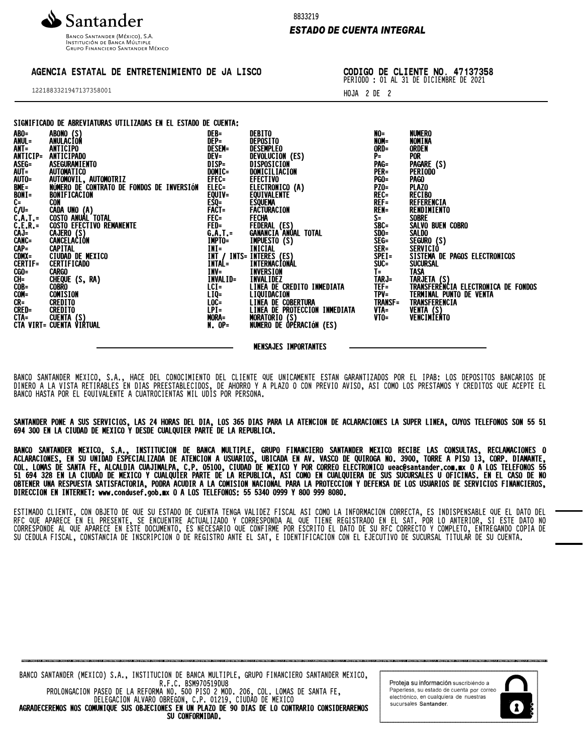Santander

BANCO SANTANDER (MÉXICO), S.A.
INSTITUCIÓN DE BANCA MÚLTIPLE
GRUPO FINANCIERO SANTANDER MÉXICO

8833219

***ESTADO DE CUENTA INTEGRAL***

AGENCIA ESTATAL DE ENTRETENIMIENTO DE JA LISCO

12218833219471373580001

**CODIGO DE CLIENTE NO. 47137358**
PERIODO : 01 AL 31 DE DICIEMBRE DE 2021

HOJA 2 DE 2

**SIGNIFICADO DE ABREVIATURAS UTILIZADAS EN EL ESTADO DE CUENTA:**

| | | | | | |
|---|---|---|---|---|---|
| ABO= | ABONO (S) | DEB= | DEBITO | NO= | NUMERO |
| ANUL= | ANULACIÓN | DEP= | DEPOSITO | NOM= | NOMINA |
| ANT= | ANTICIPO | DESEM= | DESEMPLEO | ORD= | ORDEN |
| ANTICIP= | ANTICIPADO | DEV= | DEVOLUCION (ES) | P= | POR |
| ASEG= | ASEGURAMIENTO | DISP= | DISPOSICION | PAG= | PAGARE (S) |
| AUT= | AUTOMATICO | DOMIC= | DOMICILIACION | PER= | PERIODO |
| AUTO= | AUTOMOVIL, AUTOMOTRIZ | EFEC= | EFECTIVO | PGO= | PAGO |
| BME= | NÚMERO DE CONTRATO DE FONDOS DE INVERSIÓN | ELEC= | ELECTRONICO (A) | PZO= | PLAZO |
| BONI= | BONIFICACION | EQUIV= | EQUIVALENTE | REC= | RECIBO |
| C= | CON | ESQ= | ESQUEMA | REF= | REFERENCIA |
| C/U= | CADA UNO (A) | FACT= | FACTURACION | REN= | RENDIMIENTO |
| C.A.T.= | COSTO ANUAL TOTAL | FEC= | FECHA | S= | SOBRE |
| C.E.R.= | COSTO EFECTIVO REMANENTE | FED= | FEDERAL (ES) | SBC= | SALVO BUEN COBRO |
| CAJ= | CAJERO (S) | G.A.T.= | GANANCIA ANUAL TOTAL | SDO= | SALDO |
| CANC= | CANCELACIÓN | IMPTO= | IMPUESTO (S) | SEG= | SEGURO (S) |
| CAP= | CAPITAL | INI= | INICIAL | SER= | SERVICIO |
| CDMX= | CIUDAD DE MEXICO | INT / INTS= | INTERES (ES) | SPEI= | SISTEMA DE PAGOS ELECTRONICOS |
| CERTIF= | CERTIFICADO | INTAL= | INTERNACIONAL | SUC= | SUCURSAL |
| CGO= | CARGO | INV= | INVERSION | T= | TASA |
| CH= | CHEQUE (S, RA) | INVALID= | INVALIDEZ | TARJ= | TARJETA (S) |
| COB= | COBRO | LCI= | LINEA DE CREDITO INMEDIATA | TEF= | TRANSFERENCIA ELECTRONICA DE FONDOS |
| COM= | COMISION | LIQ= | LIQUIDACION | TPV= | TERMINAL PUNTO DE VENTA |
| CR= | CREDITO | LOC= | LINEA DE COBERTURA | TRANSF= | TRANSFERENCIA |
| CRED= | CREDITO | LPI= | LINEA DE PROTECCION INMEDIATA | VTA= | VENTA (S) |
| CTA= | CUENTA (S) | MORA= | MORATORIO (S) | VTO= | VENCIMIENTO |
| CTA VIRT= | CUENTA VIRTUAL | N. OP= | NUMERO DE OPERACIÓN (ES) | | |

**MENSAJES IMPORTANTES**

BANCO SANTANDER MEXICO, S.A., HACE DEL CONOCIMIENTO DEL CLIENTE QUE UNICAMENTE ESTAN GARANTIZADOS POR EL IPAB: LOS DEPOSITOS BANCARIOS DE DINERO A LA VISTA RETIRABLES EN DIAS PREESTABLECIDOS, DE AHORRO Y A PLAZO O CON PREVIO AVISO, ASI COMO LOS PRESTAMOS Y CREDITOS QUE ACEPTE EL BANCO HASTA POR EL EQUIVALENTE A CUATROCIENTAS MIL UDIS POR PERSONA.

**SANTANDER PONE A SUS SERVICIOS, LAS 24 HORAS DEL DIA, LOS 365 DIAS PARA LA ATENCION DE ACLARACIONES LA SUPER LINEA, CUYOS TELEFONOS SON 55 51 694 300 EN LA CIUDAD DE MEXICO Y DESDE CUALQUIER PARTE DE LA REPUBLICA.**

**BANCO SANTANDER MEXICO, S.A., INSTITUCION DE BANCA MULTIPLE, GRUPO FINANCIERO SANTANDER MEXICO RECIBE LAS CONSULTAS, RECLAMACIONES O ACLARACIONES, EN SU UNIDAD ESPECIALIZADA DE ATENCION A USUARIOS, UBICADA EN AV. VASCO DE QUIROGA NO. 3900, TORRE A PISO 13, CORP. DIAMANTE, COL. LOMAS DE SANTA FE, ALCALDIA CUAJIMALPA, C.P. 05100, CIUDAD DE MEXICO Y POR CORREO ELECTRONICO ueac@santander.com.mx O A LOS TELEFONOS 55 51 694 328 EN LA CIUDAD DE MEXICO Y CUALQUIER PARTE DE LA REPUBLICA, ASI COMO EN CUALQUIERA DE SUS SUCURSALES U OFICINAS. EN EL CASO DE NO OBTENER UNA RESPUESTA SATISFACTORIA, PODRA ACUDIR A LA COMISION NACIONAL PARA LA PROTECCION Y DEFENSA DE LOS USUARIOS DE SERVICIOS FINANCIEROS, DIRECCION EN INTERNET: www.condusef.gob.mx O A LOS TELEFONOS: 55 5340 0999 Y 800 999 8080.**

ESTIMADO CLIENTE, CON OBJETO DE QUE SU ESTADO DE CUENTA TENGA VALIDEZ FISCAL ASI COMO LA INFORMACION CORRECTA, ES INDISPENSABLE QUE EL DATO DEL RFC QUE APARECE EN EL PRESENTE, SE ENCUENTRE ACTUALIZADO Y CORRESPONDA AL QUE TIENE REGISTRADO EN EL SAT. POR LO ANTERIOR, SI ESTE DATO NO CORRESPONDE AL QUE APARECE EN ESTE DOCUMENTO, ES NECESARIO QUE CONFIRME POR ESCRITO EL DATO DE SU RFC CORRECTO Y COMPLETO, ENTREGANDO COPIA DE SU CEDULA FISCAL, CONSTANCIA DE INSCRIPCION O DE REGISTRO ANTE EL SAT, E IDENTIFICACION CON EL EJECUTIVO DE SUCURSAL TITULAR DE SU CUENTA.

BANCO SANTANDER (MEXICO) S.A., INSTITUCION DE BANCA MULTIPLE, GRUPO FINANCIERO SANTANDER MEXICO,
R.F.C. BSM970519DU8
PROLONGACION PASEO DE LA REFORMA NO. 500 PISO 2 MOD. 206, COL. LOMAS DE SANTA FE,
DELEGACION ALVARO OBREGON, C.P. 01219, CIUDAD DE MEXICO
**AGRADECEREMOS NOS COMUNIQUE SUS OBJECIONES EN UN PLAZO DE 90 DIAS DE LO CONTRARIO CONSIDERAREMOS SU CONFORMIDAD.**

Proteja su información suscribiéndo a Paperless, su estado de cuenta por correo electrónico, en cualquiera de nuestras sucursales Santander.